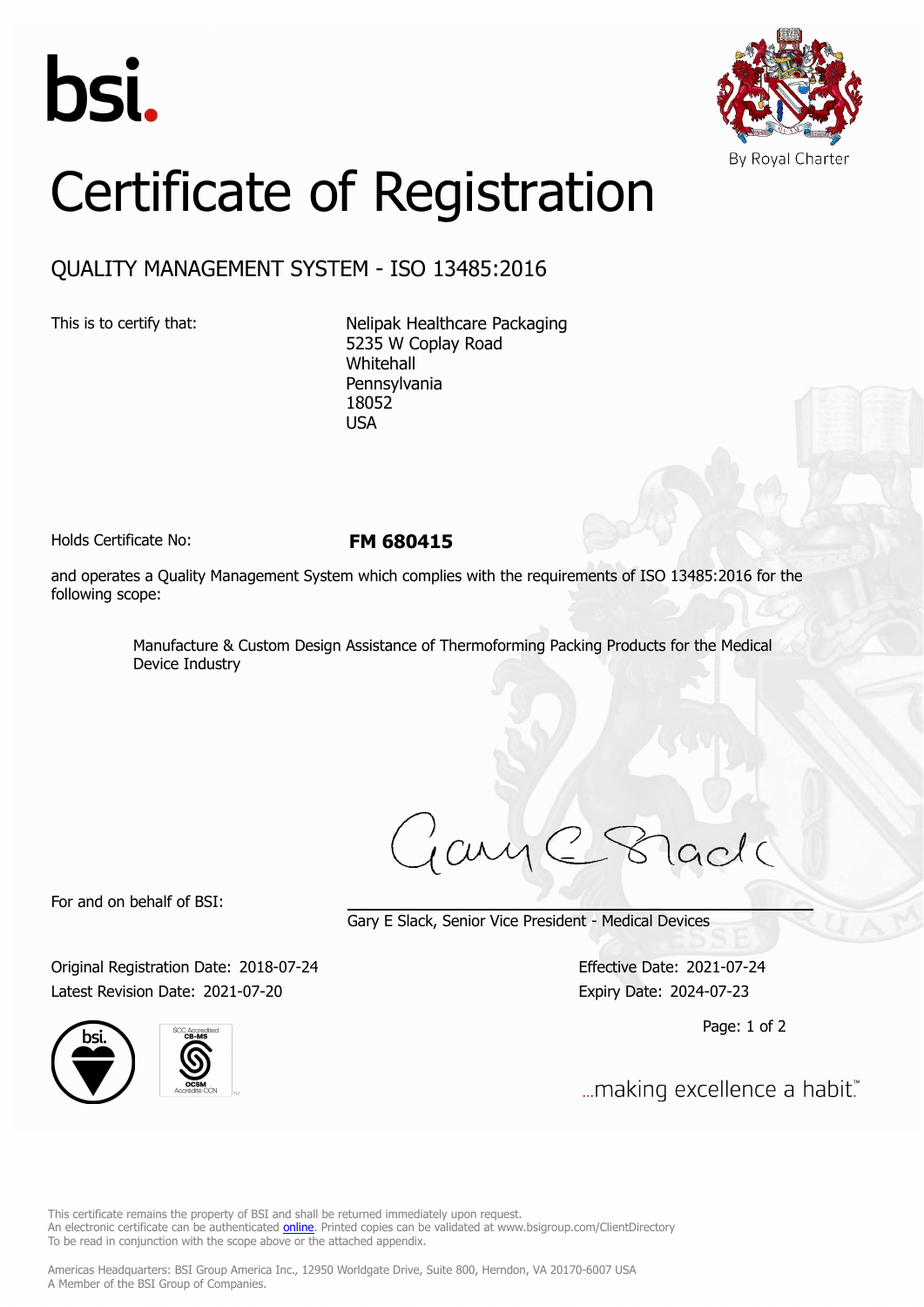bsi.

By Royal Charter

# Certificate of Registration

## QUALITY MANAGEMENT SYSTEM - ISO 13485:2016

This is to certify that:

Nelipak Healthcare Packaging
5235 W Coplay Road
Whitehall
Pennsylvania
18052
USA

Holds Certificate No: **FM 680415**

and operates a Quality Management System which complies with the requirements of ISO 13485:2016 for the following scope:

> Manufacture & Custom Design Assistance of Thermoforming Packing Products for the Medical Device Industry

For and on behalf of BSI:

Gary E Slack, Senior Vice President - Medical Devices

Original Registration Date: 2018-07-24
Latest Revision Date: 2021-07-20

Effective Date: 2021-07-24
Expiry Date: 2024-07-23

...making excellence a habit.™

This certificate remains the property of BSI and shall be returned immediately upon request.
An electronic certificate can be authenticated online. Printed copies can be validated at www.bsigroup.com/ClientDirectory
To be read in conjunction with the scope above or the attached appendix.

Americas Headquarters: BSI Group America Inc., 12950 Worldgate Drive, Suite 800, Herndon, VA 20170-6007 USA
A Member of the BSI Group of Companies.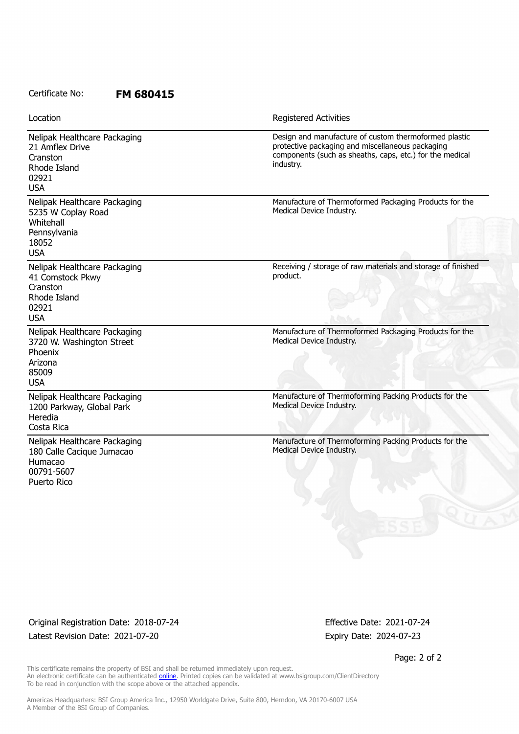Certificate No: **FM 680415**

| Location | Registered Activities |
|---|---|
| Nelipak Healthcare Packaging<br>21 Amflex Drive<br>Cranston<br>Rhode Island<br>02921<br>USA | Design and manufacture of custom thermoformed plastic protective packaging and miscellaneous packaging components (such as sheaths, caps, etc.) for the medical industry. |
| Nelipak Healthcare Packaging<br>5235 W Coplay Road<br>Whitehall<br>Pennsylvania<br>18052<br>USA | Manufacture of Thermoformed Packaging Products for the Medical Device Industry. |
| Nelipak Healthcare Packaging<br>41 Comstock Pkwy<br>Cranston<br>Rhode Island<br>02921<br>USA | Receiving / storage of raw materials and storage of finished product. |
| Nelipak Healthcare Packaging<br>3720 W. Washington Street<br>Phoenix<br>Arizona<br>85009<br>USA | Manufacture of Thermoformed Packaging Products for the Medical Device Industry. |
| Nelipak Healthcare Packaging<br>1200 Parkway, Global Park<br>Heredia<br>Costa Rica | Manufacture of Thermoforming Packing Products for the Medical Device Industry. |
| Nelipak Healthcare Packaging<br>180 Calle Cacique Jumacao<br>Humacao<br>00791-5607<br>Puerto Rico | Manufacture of Thermoforming Packing Products for the Medical Device Industry. |

Original Registration Date: 2018-07-24

Latest Revision Date: 2021-07-20

Effective Date: 2021-07-24

Expiry Date: 2024-07-23

This certificate remains the property of BSI and shall be returned immediately upon request.
An electronic certificate can be authenticated online. Printed copies can be validated at www.bsigroup.com/ClientDirectory
To be read in conjunction with the scope above or the attached appendix.

Americas Headquarters: BSI Group America Inc., 12950 Worldgate Drive, Suite 800, Herndon, VA 20170-6007 USA
A Member of the BSI Group of Companies.